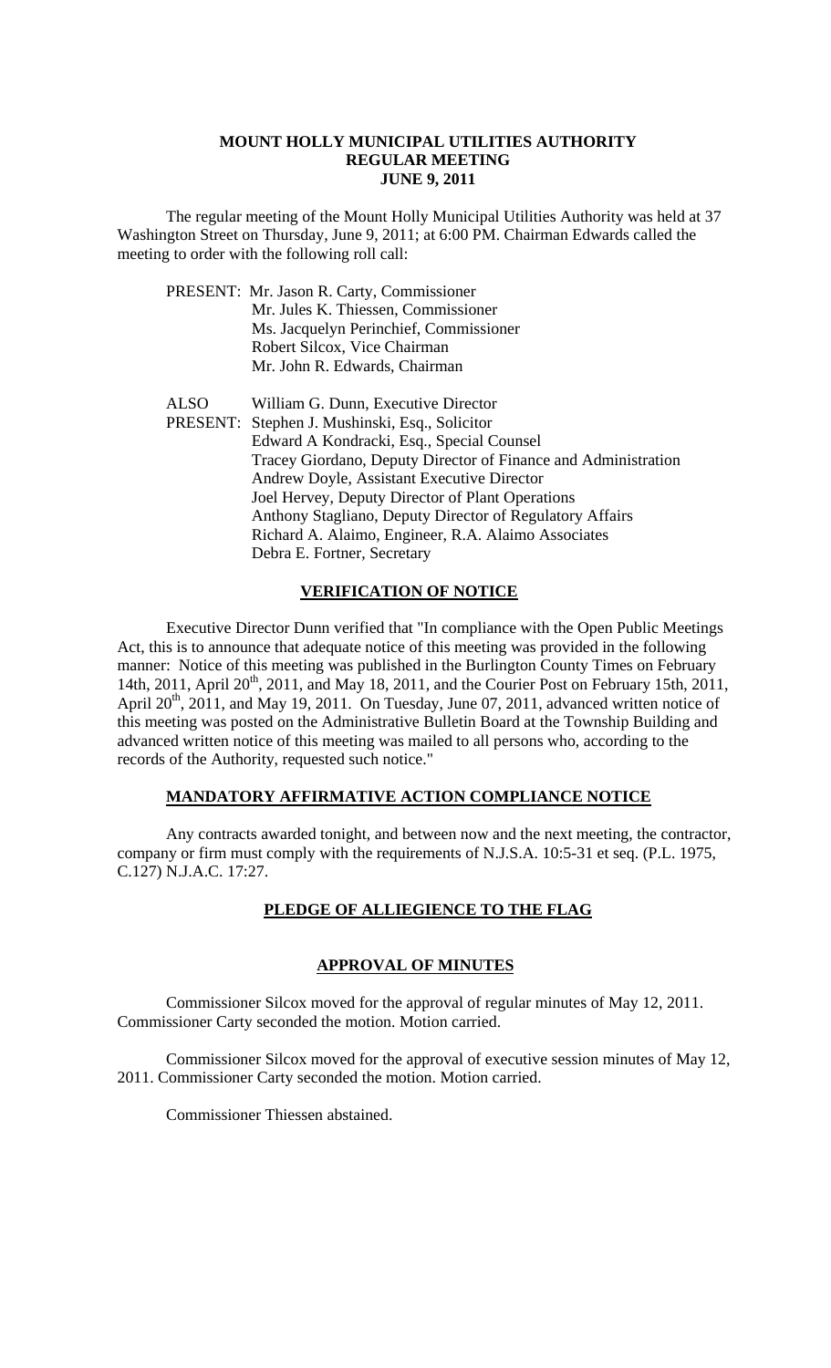# MOUNT HOLLY MUNICIPAL UTILITIES AUTHORITY
## REGULAR MEETING
## JUNE 9, 2011

The regular meeting of the Mount Holly Municipal Utilities Authority was held at 37 Washington Street on Thursday, June 9, 2011; at 6:00 PM. Chairman Edwards called the meeting to order with the following roll call:

PRESENT: Mr. Jason R. Carty, Commissioner
Mr. Jules K. Thiessen, Commissioner
Ms. Jacquelyn Perinchief, Commissioner
Robert Silcox, Vice Chairman
Mr. John R. Edwards, Chairman

ALSO PRESENT: William G. Dunn, Executive Director
Stephen J. Mushinski, Esq., Solicitor
Edward A Kondracki, Esq., Special Counsel
Tracey Giordano, Deputy Director of Finance and Administration
Andrew Doyle, Assistant Executive Director
Joel Hervey, Deputy Director of Plant Operations
Anthony Stagliano, Deputy Director of Regulatory Affairs
Richard A. Alaimo, Engineer, R.A. Alaimo Associates
Debra E. Fortner, Secretary

**VERIFICATION OF NOTICE**

Executive Director Dunn verified that "In compliance with the Open Public Meetings Act, this is to announce that adequate notice of this meeting was provided in the following manner: Notice of this meeting was published in the Burlington County Times on February 14th, 2011, April 20th, 2011, and May 18, 2011, and the Courier Post on February 15th, 2011, April 20th, 2011, and May 19, 2011. On Tuesday, June 07, 2011, advanced written notice of this meeting was posted on the Administrative Bulletin Board at the Township Building and advanced written notice of this meeting was mailed to all persons who, according to the records of the Authority, requested such notice."

**MANDATORY AFFIRMATIVE ACTION COMPLIANCE NOTICE**

Any contracts awarded tonight, and between now and the next meeting, the contractor, company or firm must comply with the requirements of N.J.S.A. 10:5-31 et seq. (P.L. 1975, C.127) N.J.A.C. 17:27.

**PLEDGE OF ALLIEGIENCE TO THE FLAG**

**APPROVAL OF MINUTES**

Commissioner Silcox moved for the approval of regular minutes of May 12, 2011. Commissioner Carty seconded the motion. Motion carried.

Commissioner Silcox moved for the approval of executive session minutes of May 12, 2011. Commissioner Carty seconded the motion. Motion carried.

Commissioner Thiessen abstained.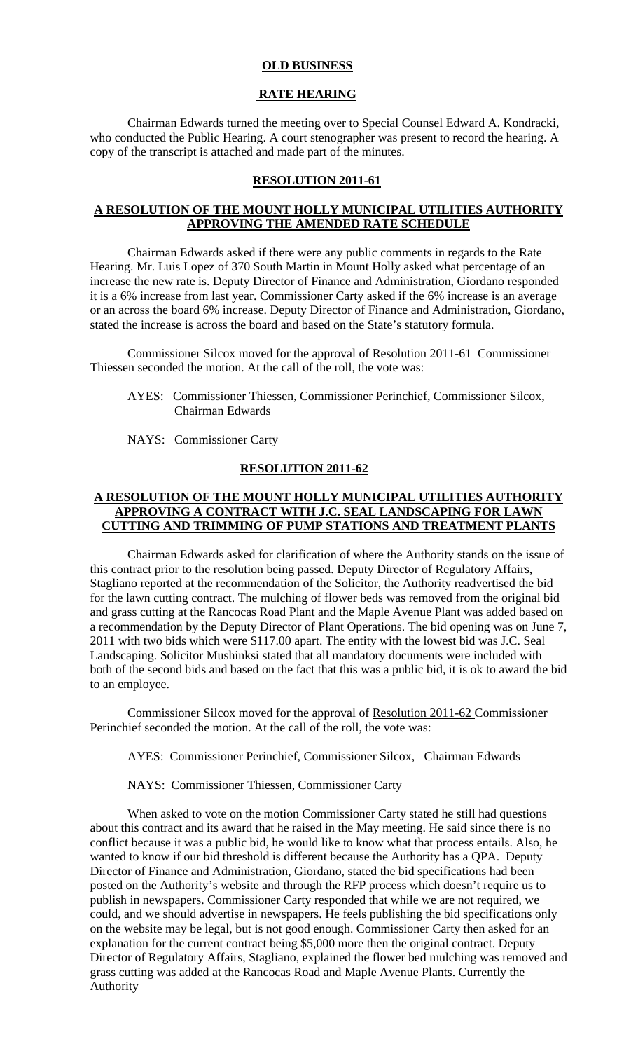## OLD BUSINESS

### RATE HEARING

Chairman Edwards turned the meeting over to Special Counsel Edward A. Kondracki, who conducted the Public Hearing. A court stenographer was present to record the hearing. A copy of the transcript is attached and made part of the minutes.

### RESOLUTION 2011-61

### A RESOLUTION OF THE MOUNT HOLLY MUNICIPAL UTILITIES AUTHORITY APPROVING THE AMENDED RATE SCHEDULE

Chairman Edwards asked if there were any public comments in regards to the Rate Hearing. Mr. Luis Lopez of 370 South Martin in Mount Holly asked what percentage of an increase the new rate is. Deputy Director of Finance and Administration, Giordano responded it is a 6% increase from last year. Commissioner Carty asked if the 6% increase is an average or an across the board 6% increase. Deputy Director of Finance and Administration, Giordano, stated the increase is across the board and based on the State's statutory formula.

Commissioner Silcox moved for the approval of Resolution 2011-61 Commissioner Thiessen seconded the motion. At the call of the roll, the vote was:

AYES: Commissioner Thiessen, Commissioner Perinchief, Commissioner Silcox, Chairman Edwards

NAYS: Commissioner Carty

### RESOLUTION 2011-62

### A RESOLUTION OF THE MOUNT HOLLY MUNICIPAL UTILITIES AUTHORITY APPROVING A CONTRACT WITH J.C. SEAL LANDSCAPING FOR LAWN CUTTING AND TRIMMING OF PUMP STATIONS AND TREATMENT PLANTS

Chairman Edwards asked for clarification of where the Authority stands on the issue of this contract prior to the resolution being passed. Deputy Director of Regulatory Affairs, Stagliano reported at the recommendation of the Solicitor, the Authority readvertised the bid for the lawn cutting contract. The mulching of flower beds was removed from the original bid and grass cutting at the Rancocas Road Plant and the Maple Avenue Plant was added based on a recommendation by the Deputy Director of Plant Operations. The bid opening was on June 7, 2011 with two bids which were $117.00 apart. The entity with the lowest bid was J.C. Seal Landscaping. Solicitor Mushinksi stated that all mandatory documents were included with both of the second bids and based on the fact that this was a public bid, it is ok to award the bid to an employee.

Commissioner Silcox moved for the approval of Resolution 2011-62 Commissioner Perinchief seconded the motion. At the call of the roll, the vote was:

AYES: Commissioner Perinchief, Commissioner Silcox, Chairman Edwards

NAYS: Commissioner Thiessen, Commissioner Carty

When asked to vote on the motion Commissioner Carty stated he still had questions about this contract and its award that he raised in the May meeting. He said since there is no conflict because it was a public bid, he would like to know what that process entails. Also, he wanted to know if our bid threshold is different because the Authority has a QPA. Deputy Director of Finance and Administration, Giordano, stated the bid specifications had been posted on the Authority's website and through the RFP process which doesn't require us to publish in newspapers. Commissioner Carty responded that while we are not required, we could, and we should advertise in newspapers. He feels publishing the bid specifications only on the website may be legal, but is not good enough. Commissioner Carty then asked for an explanation for the current contract being $5,000 more then the original contract. Deputy Director of Regulatory Affairs, Stagliano, explained the flower bed mulching was removed and grass cutting was added at the Rancocas Road and Maple Avenue Plants. Currently the Authority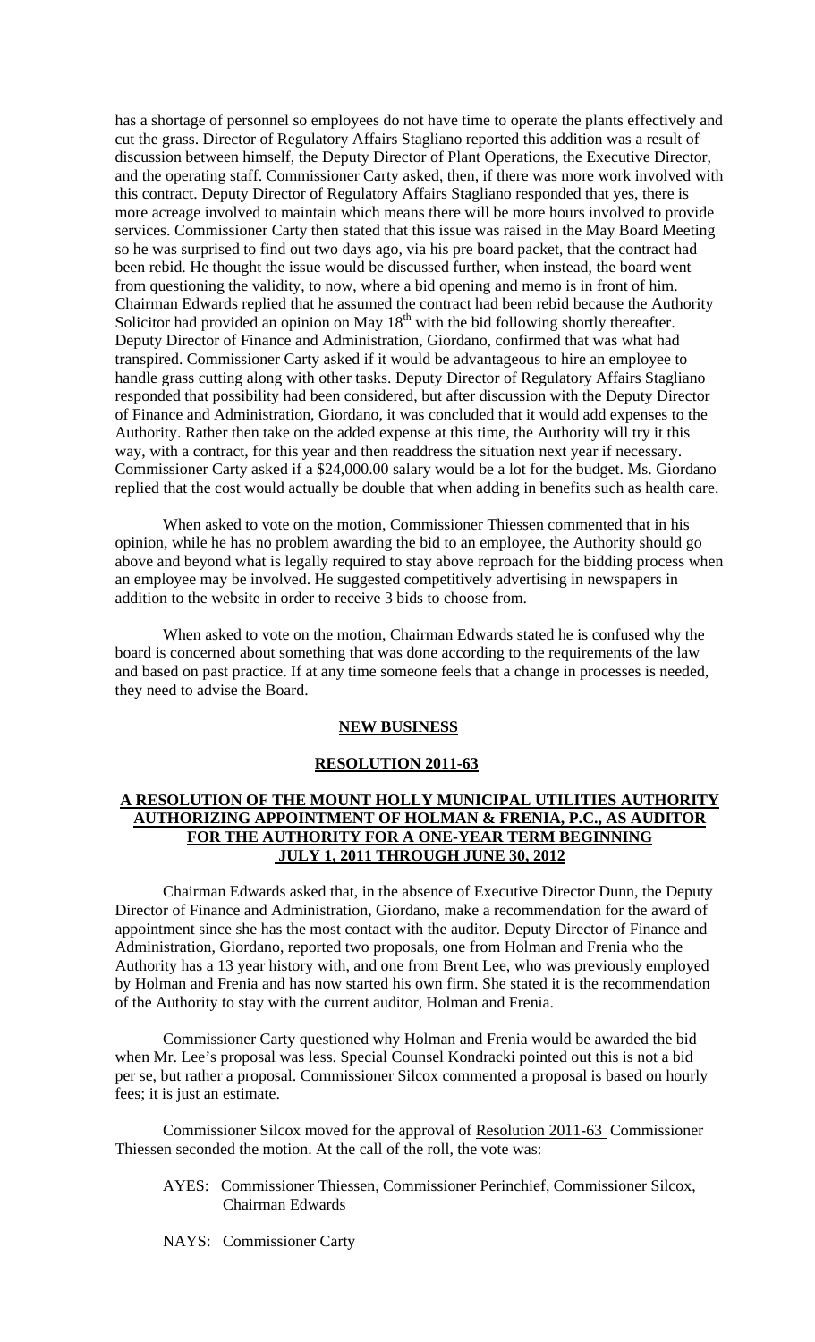has a shortage of personnel so employees do not have time to operate the plants effectively and cut the grass. Director of Regulatory Affairs Stagliano reported this addition was a result of discussion between himself, the Deputy Director of Plant Operations, the Executive Director, and the operating staff. Commissioner Carty asked, then, if there was more work involved with this contract. Deputy Director of Regulatory Affairs Stagliano responded that yes, there is more acreage involved to maintain which means there will be more hours involved to provide services. Commissioner Carty then stated that this issue was raised in the May Board Meeting so he was surprised to find out two days ago, via his pre board packet, that the contract had been rebid. He thought the issue would be discussed further, when instead, the board went from questioning the validity, to now, where a bid opening and memo is in front of him. Chairman Edwards replied that he assumed the contract had been rebid because the Authority Solicitor had provided an opinion on May 18th with the bid following shortly thereafter. Deputy Director of Finance and Administration, Giordano, confirmed that was what had transpired. Commissioner Carty asked if it would be advantageous to hire an employee to handle grass cutting along with other tasks. Deputy Director of Regulatory Affairs Stagliano responded that possibility had been considered, but after discussion with the Deputy Director of Finance and Administration, Giordano, it was concluded that it would add expenses to the Authority. Rather then take on the added expense at this time, the Authority will try it this way, with a contract, for this year and then readdress the situation next year if necessary. Commissioner Carty asked if a $24,000.00 salary would be a lot for the budget. Ms. Giordano replied that the cost would actually be double that when adding in benefits such as health care.

When asked to vote on the motion, Commissioner Thiessen commented that in his opinion, while he has no problem awarding the bid to an employee, the Authority should go above and beyond what is legally required to stay above reproach for the bidding process when an employee may be involved. He suggested competitively advertising in newspapers in addition to the website in order to receive 3 bids to choose from.

When asked to vote on the motion, Chairman Edwards stated he is confused why the board is concerned about something that was done according to the requirements of the law and based on past practice. If at any time someone feels that a change in processes is needed, they need to advise the Board.

## NEW BUSINESS

## RESOLUTION 2011-63

## A RESOLUTION OF THE MOUNT HOLLY MUNICIPAL UTILITIES AUTHORITY AUTHORIZING APPOINTMENT OF HOLMAN & FRENIA, P.C., AS AUDITOR FOR THE AUTHORITY FOR A ONE-YEAR TERM BEGINNING JULY 1, 2011 THROUGH JUNE 30, 2012

Chairman Edwards asked that, in the absence of Executive Director Dunn, the Deputy Director of Finance and Administration, Giordano, make a recommendation for the award of appointment since she has the most contact with the auditor. Deputy Director of Finance and Administration, Giordano, reported two proposals, one from Holman and Frenia who the Authority has a 13 year history with, and one from Brent Lee, who was previously employed by Holman and Frenia and has now started his own firm. She stated it is the recommendation of the Authority to stay with the current auditor, Holman and Frenia.

Commissioner Carty questioned why Holman and Frenia would be awarded the bid when Mr. Lee's proposal was less. Special Counsel Kondracki pointed out this is not a bid per se, but rather a proposal. Commissioner Silcox commented a proposal is based on hourly fees; it is just an estimate.

Commissioner Silcox moved for the approval of Resolution 2011-63 Commissioner Thiessen seconded the motion. At the call of the roll, the vote was:

AYES: Commissioner Thiessen, Commissioner Perinchief, Commissioner Silcox, Chairman Edwards

NAYS: Commissioner Carty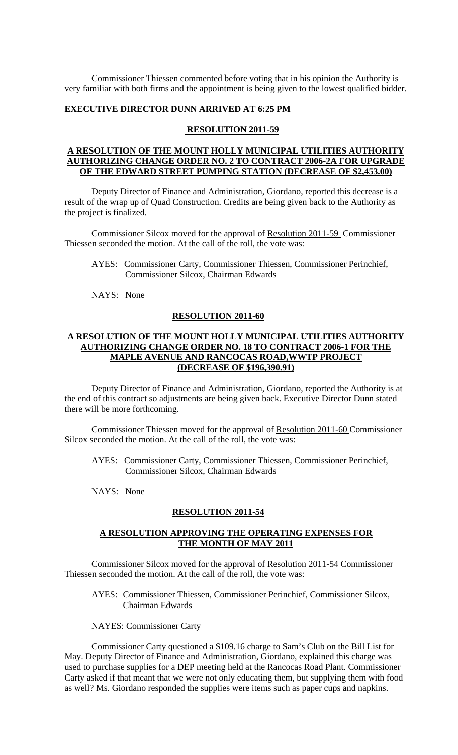Commissioner Thiessen commented before voting that in his opinion the Authority is very familiar with both firms and the appointment is being given to the lowest qualified bidder.

**EXECUTIVE DIRECTOR DUNN ARRIVED AT 6:25 PM**

**RESOLUTION 2011-59**

**A RESOLUTION OF THE MOUNT HOLLY MUNICIPAL UTILITIES AUTHORITY AUTHORIZING CHANGE ORDER NO. 2 TO CONTRACT 2006-2A FOR UPGRADE OF THE EDWARD STREET PUMPING STATION (DECREASE OF $2,453.00)**

Deputy Director of Finance and Administration, Giordano, reported this decrease is a result of the wrap up of Quad Construction. Credits are being given back to the Authority as the project is finalized.

Commissioner Silcox moved for the approval of Resolution 2011-59 Commissioner Thiessen seconded the motion. At the call of the roll, the vote was:

AYES: Commissioner Carty, Commissioner Thiessen, Commissioner Perinchief, Commissioner Silcox, Chairman Edwards

NAYS: None

**RESOLUTION 2011-60**

**A RESOLUTION OF THE MOUNT HOLLY MUNICIPAL UTILITIES AUTHORITY AUTHORIZING CHANGE ORDER NO. 18 TO CONTRACT 2006-1 FOR THE MAPLE AVENUE AND RANCOCAS ROAD,WWTP PROJECT (DECREASE OF $196,390.91)**

Deputy Director of Finance and Administration, Giordano, reported the Authority is at the end of this contract so adjustments are being given back. Executive Director Dunn stated there will be more forthcoming.

Commissioner Thiessen moved for the approval of Resolution 2011-60 Commissioner Silcox seconded the motion. At the call of the roll, the vote was:

AYES: Commissioner Carty, Commissioner Thiessen, Commissioner Perinchief, Commissioner Silcox, Chairman Edwards

NAYS: None

**RESOLUTION 2011-54**

**A RESOLUTION APPROVING THE OPERATING EXPENSES FOR THE MONTH OF MAY 2011**

Commissioner Silcox moved for the approval of Resolution 2011-54 Commissioner Thiessen seconded the motion. At the call of the roll, the vote was:

AYES: Commissioner Thiessen, Commissioner Perinchief, Commissioner Silcox, Chairman Edwards

NAYES: Commissioner Carty

Commissioner Carty questioned a $109.16 charge to Sam's Club on the Bill List for May. Deputy Director of Finance and Administration, Giordano, explained this charge was used to purchase supplies for a DEP meeting held at the Rancocas Road Plant. Commissioner Carty asked if that meant that we were not only educating them, but supplying them with food as well? Ms. Giordano responded the supplies were items such as paper cups and napkins.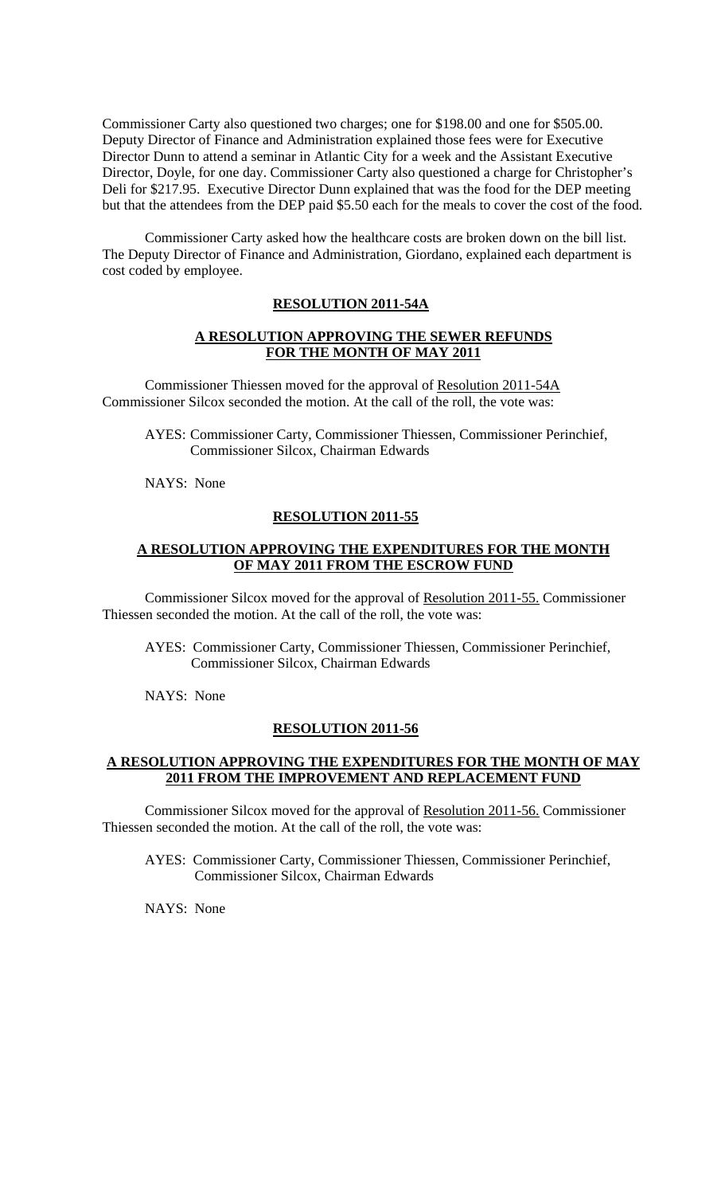Commissioner Carty also questioned two charges; one for $198.00 and one for $505.00. Deputy Director of Finance and Administration explained those fees were for Executive Director Dunn to attend a seminar in Atlantic City for a week and the Assistant Executive Director, Doyle, for one day. Commissioner Carty also questioned a charge for Christopher's Deli for $217.95. Executive Director Dunn explained that was the food for the DEP meeting but that the attendees from the DEP paid $5.50 each for the meals to cover the cost of the food.

Commissioner Carty asked how the healthcare costs are broken down on the bill list. The Deputy Director of Finance and Administration, Giordano, explained each department is cost coded by employee.

**RESOLUTION 2011-54A**

**A RESOLUTION APPROVING THE SEWER REFUNDS FOR THE MONTH OF MAY 2011**

Commissioner Thiessen moved for the approval of Resolution 2011-54A Commissioner Silcox seconded the motion. At the call of the roll, the vote was:

AYES: Commissioner Carty, Commissioner Thiessen, Commissioner Perinchief, Commissioner Silcox, Chairman Edwards

NAYS: None

**RESOLUTION 2011-55**

**A RESOLUTION APPROVING THE EXPENDITURES FOR THE MONTH OF MAY 2011 FROM THE ESCROW FUND**

Commissioner Silcox moved for the approval of Resolution 2011-55. Commissioner Thiessen seconded the motion. At the call of the roll, the vote was:

AYES: Commissioner Carty, Commissioner Thiessen, Commissioner Perinchief, Commissioner Silcox, Chairman Edwards

NAYS: None

**RESOLUTION 2011-56**

**A RESOLUTION APPROVING THE EXPENDITURES FOR THE MONTH OF MAY 2011 FROM THE IMPROVEMENT AND REPLACEMENT FUND**

Commissioner Silcox moved for the approval of Resolution 2011-56. Commissioner Thiessen seconded the motion. At the call of the roll, the vote was:

AYES: Commissioner Carty, Commissioner Thiessen, Commissioner Perinchief, Commissioner Silcox, Chairman Edwards

NAYS: None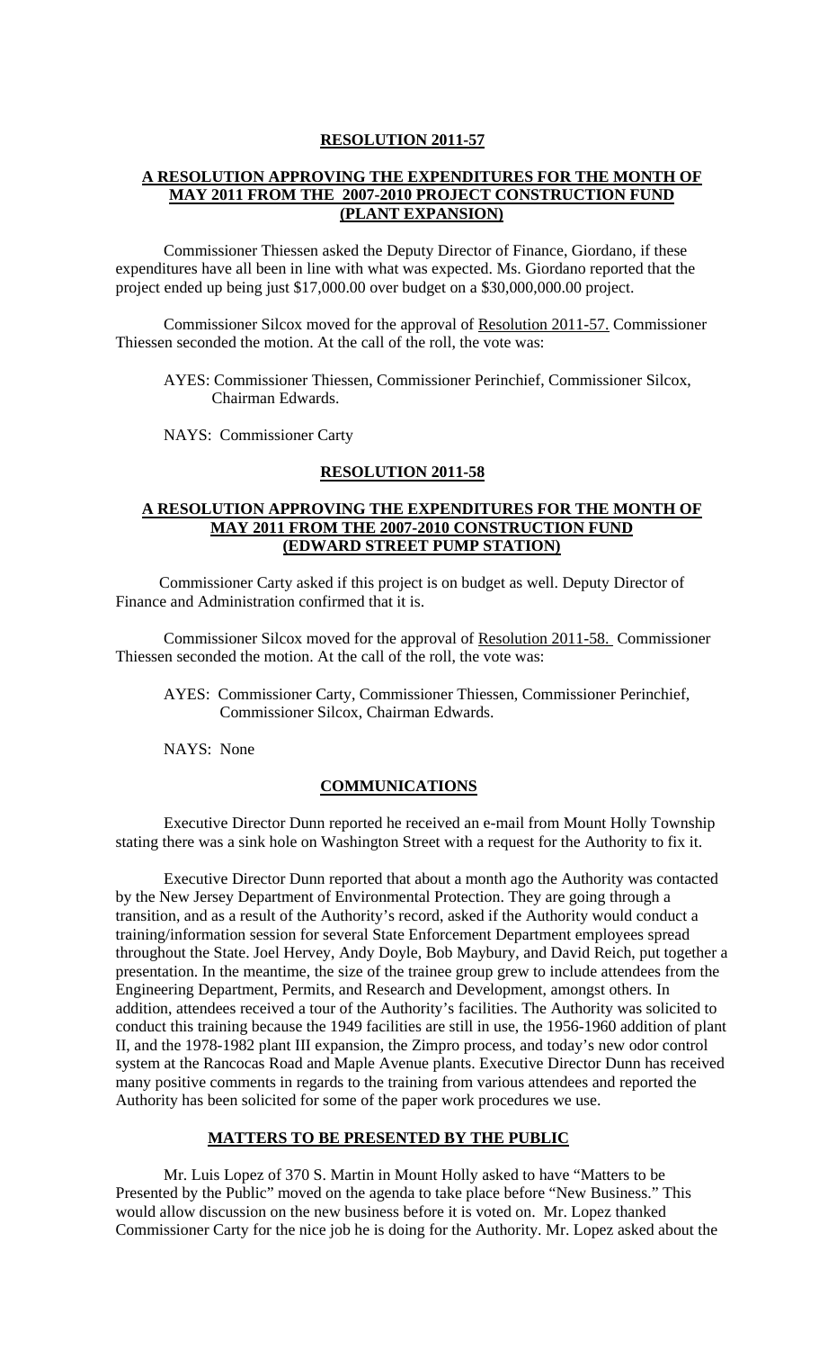**RESOLUTION 2011-57**

**A RESOLUTION APPROVING THE EXPENDITURES FOR THE MONTH OF MAY 2011 FROM THE 2007-2010 PROJECT CONSTRUCTION FUND (PLANT EXPANSION)**

Commissioner Thiessen asked the Deputy Director of Finance, Giordano, if these expenditures have all been in line with what was expected. Ms. Giordano reported that the project ended up being just $17,000.00 over budget on a $30,000,000.00 project.

Commissioner Silcox moved for the approval of Resolution 2011-57. Commissioner Thiessen seconded the motion. At the call of the roll, the vote was:

AYES: Commissioner Thiessen, Commissioner Perinchief, Commissioner Silcox, Chairman Edwards.

NAYS: Commissioner Carty

**RESOLUTION 2011-58**

**A RESOLUTION APPROVING THE EXPENDITURES FOR THE MONTH OF MAY 2011 FROM THE 2007-2010 CONSTRUCTION FUND (EDWARD STREET PUMP STATION)**

Commissioner Carty asked if this project is on budget as well. Deputy Director of Finance and Administration confirmed that it is.

Commissioner Silcox moved for the approval of Resolution 2011-58. Commissioner Thiessen seconded the motion. At the call of the roll, the vote was:

AYES: Commissioner Carty, Commissioner Thiessen, Commissioner Perinchief, Commissioner Silcox, Chairman Edwards.

NAYS: None

**COMMUNICATIONS**

Executive Director Dunn reported he received an e-mail from Mount Holly Township stating there was a sink hole on Washington Street with a request for the Authority to fix it.

Executive Director Dunn reported that about a month ago the Authority was contacted by the New Jersey Department of Environmental Protection. They are going through a transition, and as a result of the Authority's record, asked if the Authority would conduct a training/information session for several State Enforcement Department employees spread throughout the State. Joel Hervey, Andy Doyle, Bob Maybury, and David Reich, put together a presentation. In the meantime, the size of the trainee group grew to include attendees from the Engineering Department, Permits, and Research and Development, amongst others. In addition, attendees received a tour of the Authority's facilities. The Authority was solicited to conduct this training because the 1949 facilities are still in use, the 1956-1960 addition of plant II, and the 1978-1982 plant III expansion, the Zimpro process, and today's new odor control system at the Rancocas Road and Maple Avenue plants. Executive Director Dunn has received many positive comments in regards to the training from various attendees and reported the Authority has been solicited for some of the paper work procedures we use.

**MATTERS TO BE PRESENTED BY THE PUBLIC**

Mr. Luis Lopez of 370 S. Martin in Mount Holly asked to have "Matters to be Presented by the Public" moved on the agenda to take place before "New Business." This would allow discussion on the new business before it is voted on. Mr. Lopez thanked Commissioner Carty for the nice job he is doing for the Authority. Mr. Lopez asked about the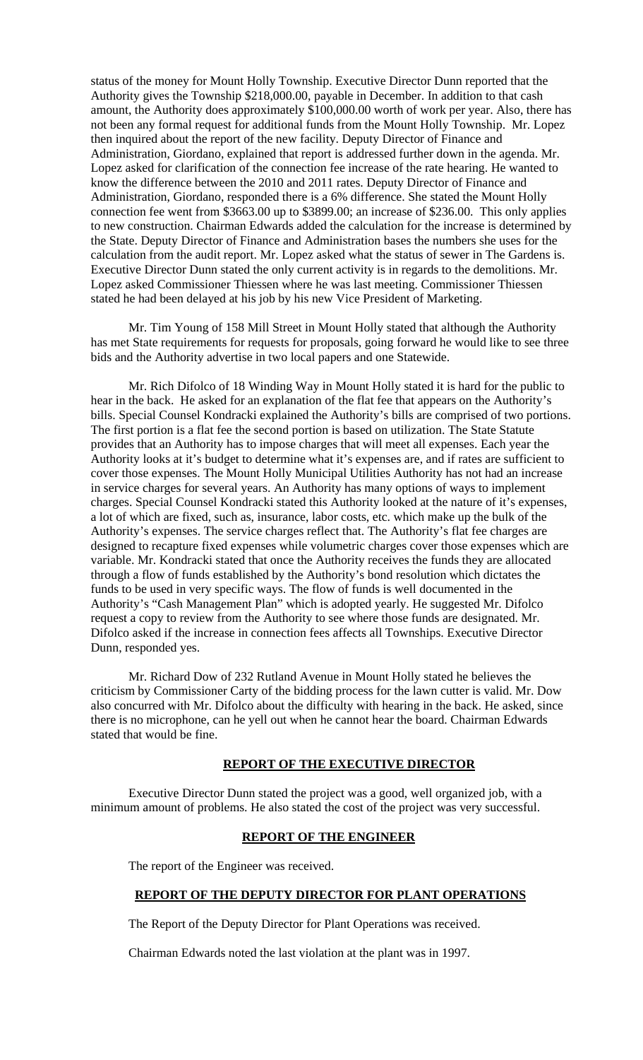status of the money for Mount Holly Township. Executive Director Dunn reported that the Authority gives the Township $218,000.00, payable in December. In addition to that cash amount, the Authority does approximately $100,000.00 worth of work per year. Also, there has not been any formal request for additional funds from the Mount Holly Township. Mr. Lopez then inquired about the report of the new facility. Deputy Director of Finance and Administration, Giordano, explained that report is addressed further down in the agenda. Mr. Lopez asked for clarification of the connection fee increase of the rate hearing. He wanted to know the difference between the 2010 and 2011 rates. Deputy Director of Finance and Administration, Giordano, responded there is a 6% difference. She stated the Mount Holly connection fee went from $3663.00 up to $3899.00; an increase of $236.00. This only applies to new construction. Chairman Edwards added the calculation for the increase is determined by the State. Deputy Director of Finance and Administration bases the numbers she uses for the calculation from the audit report. Mr. Lopez asked what the status of sewer in The Gardens is. Executive Director Dunn stated the only current activity is in regards to the demolitions. Mr. Lopez asked Commissioner Thiessen where he was last meeting. Commissioner Thiessen stated he had been delayed at his job by his new Vice President of Marketing.

Mr. Tim Young of 158 Mill Street in Mount Holly stated that although the Authority has met State requirements for requests for proposals, going forward he would like to see three bids and the Authority advertise in two local papers and one Statewide.

Mr. Rich Difolco of 18 Winding Way in Mount Holly stated it is hard for the public to hear in the back. He asked for an explanation of the flat fee that appears on the Authority's bills. Special Counsel Kondracki explained the Authority's bills are comprised of two portions. The first portion is a flat fee the second portion is based on utilization. The State Statute provides that an Authority has to impose charges that will meet all expenses. Each year the Authority looks at it's budget to determine what it's expenses are, and if rates are sufficient to cover those expenses. The Mount Holly Municipal Utilities Authority has not had an increase in service charges for several years. An Authority has many options of ways to implement charges. Special Counsel Kondracki stated this Authority looked at the nature of it's expenses, a lot of which are fixed, such as, insurance, labor costs, etc. which make up the bulk of the Authority's expenses. The service charges reflect that. The Authority's flat fee charges are designed to recapture fixed expenses while volumetric charges cover those expenses which are variable. Mr. Kondracki stated that once the Authority receives the funds they are allocated through a flow of funds established by the Authority's bond resolution which dictates the funds to be used in very specific ways. The flow of funds is well documented in the Authority's "Cash Management Plan" which is adopted yearly. He suggested Mr. Difolco request a copy to review from the Authority to see where those funds are designated. Mr. Difolco asked if the increase in connection fees affects all Townships. Executive Director Dunn, responded yes.

Mr. Richard Dow of 232 Rutland Avenue in Mount Holly stated he believes the criticism by Commissioner Carty of the bidding process for the lawn cutter is valid. Mr. Dow also concurred with Mr. Difolco about the difficulty with hearing in the back. He asked, since there is no microphone, can he yell out when he cannot hear the board. Chairman Edwards stated that would be fine.

## REPORT OF THE EXECUTIVE DIRECTOR

Executive Director Dunn stated the project was a good, well organized job, with a minimum amount of problems. He also stated the cost of the project was very successful.

## REPORT OF THE ENGINEER

The report of the Engineer was received.

## REPORT OF THE DEPUTY DIRECTOR FOR PLANT OPERATIONS

The Report of the Deputy Director for Plant Operations was received.

Chairman Edwards noted the last violation at the plant was in 1997.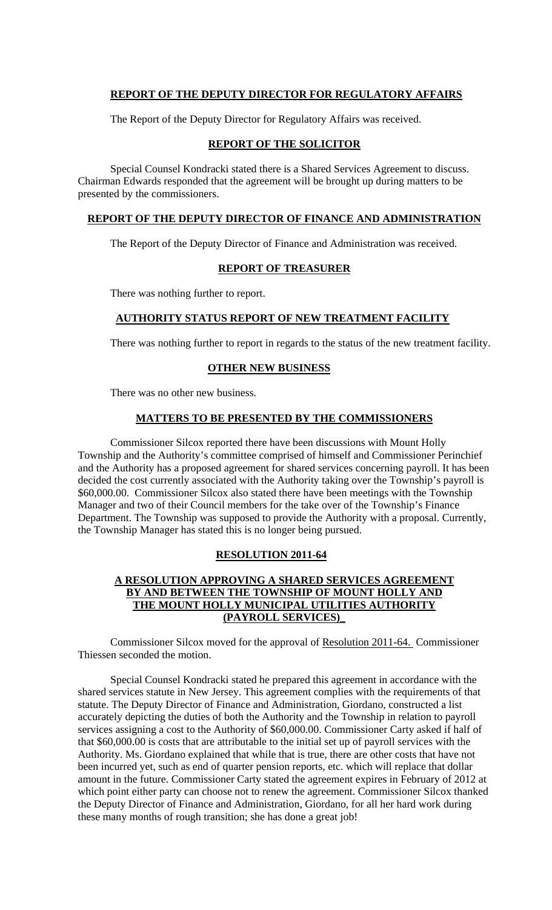## REPORT OF THE DEPUTY DIRECTOR FOR REGULATORY AFFAIRS

The Report of the Deputy Director for Regulatory Affairs was received.

## REPORT OF THE SOLICITOR

Special Counsel Kondracki stated there is a Shared Services Agreement to discuss. Chairman Edwards responded that the agreement will be brought up during matters to be presented by the commissioners.

## REPORT OF THE DEPUTY DIRECTOR OF FINANCE AND ADMINISTRATION

The Report of the Deputy Director of Finance and Administration was received.

## REPORT OF TREASURER

There was nothing further to report.

## AUTHORITY STATUS REPORT OF NEW TREATMENT FACILITY

There was nothing further to report in regards to the status of the new treatment facility.

## OTHER NEW BUSINESS

There was no other new business.

## MATTERS TO BE PRESENTED BY THE COMMISSIONERS

Commissioner Silcox reported there have been discussions with Mount Holly Township and the Authority's committee comprised of himself and Commissioner Perinchief and the Authority has a proposed agreement for shared services concerning payroll. It has been decided the cost currently associated with the Authority taking over the Township's payroll is $60,000.00. Commissioner Silcox also stated there have been meetings with the Township Manager and two of their Council members for the take over of the Township's Finance Department. The Township was supposed to provide the Authority with a proposal. Currently, the Township Manager has stated this is no longer being pursued.

## RESOLUTION 2011-64

### A RESOLUTION APPROVING A SHARED SERVICES AGREEMENT BY AND BETWEEN THE TOWNSHIP OF MOUNT HOLLY AND THE MOUNT HOLLY MUNICIPAL UTILITIES AUTHORITY (PAYROLL SERVICES)

Commissioner Silcox moved for the approval of Resolution 2011-64. Commissioner Thiessen seconded the motion.

Special Counsel Kondracki stated he prepared this agreement in accordance with the shared services statute in New Jersey. This agreement complies with the requirements of that statute. The Deputy Director of Finance and Administration, Giordano, constructed a list accurately depicting the duties of both the Authority and the Township in relation to payroll services assigning a cost to the Authority of $60,000.00. Commissioner Carty asked if half of that $60,000.00 is costs that are attributable to the initial set up of payroll services with the Authority. Ms. Giordano explained that while that is true, there are other costs that have not been incurred yet, such as end of quarter pension reports, etc. which will replace that dollar amount in the future. Commissioner Carty stated the agreement expires in February of 2012 at which point either party can choose not to renew the agreement. Commissioner Silcox thanked the Deputy Director of Finance and Administration, Giordano, for all her hard work during these many months of rough transition; she has done a great job!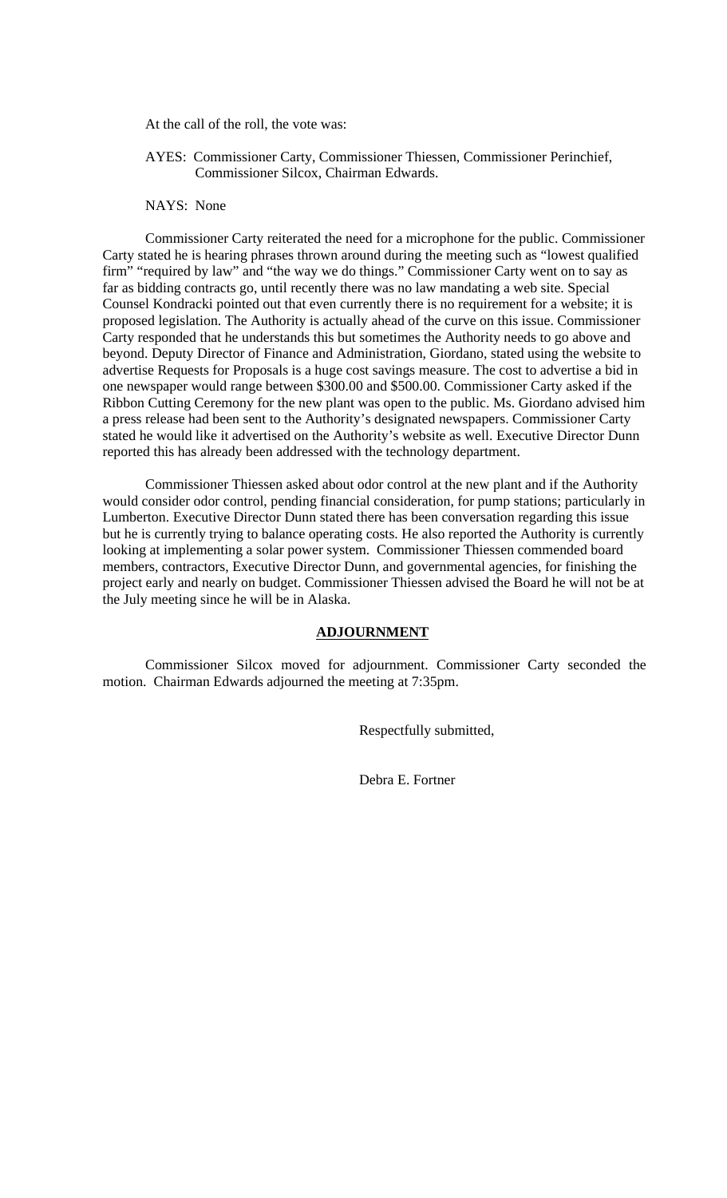At the call of the roll, the vote was:

AYES: Commissioner Carty, Commissioner Thiessen, Commissioner Perinchief, Commissioner Silcox, Chairman Edwards.

NAYS: None

Commissioner Carty reiterated the need for a microphone for the public. Commissioner Carty stated he is hearing phrases thrown around during the meeting such as "lowest qualified firm" "required by law" and "the way we do things." Commissioner Carty went on to say as far as bidding contracts go, until recently there was no law mandating a web site. Special Counsel Kondracki pointed out that even currently there is no requirement for a website; it is proposed legislation. The Authority is actually ahead of the curve on this issue. Commissioner Carty responded that he understands this but sometimes the Authority needs to go above and beyond. Deputy Director of Finance and Administration, Giordano, stated using the website to advertise Requests for Proposals is a huge cost savings measure. The cost to advertise a bid in one newspaper would range between $300.00 and $500.00. Commissioner Carty asked if the Ribbon Cutting Ceremony for the new plant was open to the public. Ms. Giordano advised him a press release had been sent to the Authority's designated newspapers. Commissioner Carty stated he would like it advertised on the Authority's website as well. Executive Director Dunn reported this has already been addressed with the technology department.

Commissioner Thiessen asked about odor control at the new plant and if the Authority would consider odor control, pending financial consideration, for pump stations; particularly in Lumberton. Executive Director Dunn stated there has been conversation regarding this issue but he is currently trying to balance operating costs. He also reported the Authority is currently looking at implementing a solar power system. Commissioner Thiessen commended board members, contractors, Executive Director Dunn, and governmental agencies, for finishing the project early and nearly on budget. Commissioner Thiessen advised the Board he will not be at the July meeting since he will be in Alaska.

## ADJOURNMENT

Commissioner Silcox moved for adjournment. Commissioner Carty seconded the motion. Chairman Edwards adjourned the meeting at 7:35pm.

Respectfully submitted,

Debra E. Fortner